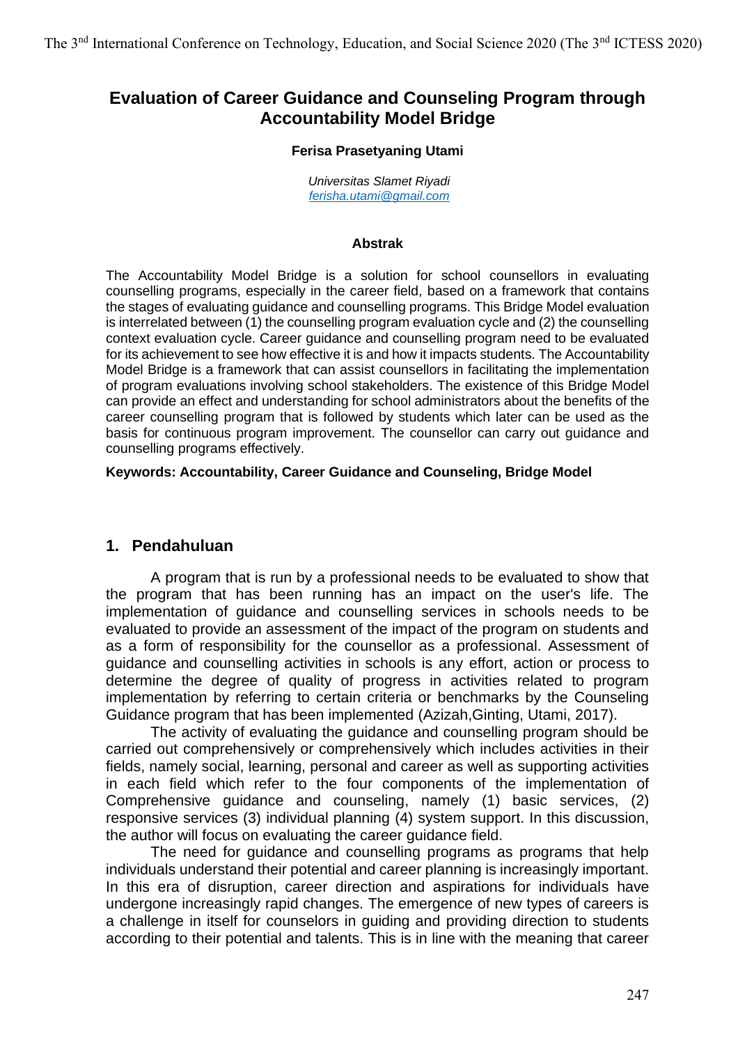# Evaluation of Career Guidance and Counseling Program through Accountability Model Bridge

**Ferisa Prasetyaning Utami**

*Universitas Slamet Riyadi*
*ferisha.utami@gmail.com*

**Abstrak**

The Accountability Model Bridge is a solution for school counsellors in evaluating counselling programs, especially in the career field, based on a framework that contains the stages of evaluating guidance and counselling programs. This Bridge Model evaluation is interrelated between (1) the counselling program evaluation cycle and (2) the counselling context evaluation cycle. Career guidance and counselling program need to be evaluated for its achievement to see how effective it is and how it impacts students. The Accountability Model Bridge is a framework that can assist counsellors in facilitating the implementation of program evaluations involving school stakeholders. The existence of this Bridge Model can provide an effect and understanding for school administrators about the benefits of the career counselling program that is followed by students which later can be used as the basis for continuous program improvement. The counsellor can carry out guidance and counselling programs effectively.

**Keywords: Accountability, Career Guidance and Counseling, Bridge Model**

## 1. Pendahuluan

A program that is run by a professional needs to be evaluated to show that the program that has been running has an impact on the user's life. The implementation of guidance and counselling services in schools needs to be evaluated to provide an assessment of the impact of the program on students and as a form of responsibility for the counsellor as a professional. Assessment of guidance and counselling activities in schools is any effort, action or process to determine the degree of quality of progress in activities related to program implementation by referring to certain criteria or benchmarks by the Counseling Guidance program that has been implemented (Azizah,Ginting, Utami, 2017).

The activity of evaluating the guidance and counselling program should be carried out comprehensively or comprehensively which includes activities in their fields, namely social, learning, personal and career as well as supporting activities in each field which refer to the four components of the implementation of Comprehensive guidance and counseling, namely (1) basic services, (2) responsive services (3) individual planning (4) system support. In this discussion, the author will focus on evaluating the career guidance field.

The need for guidance and counselling programs as programs that help individuals understand their potential and career planning is increasingly important. In this era of disruption, career direction and aspirations for individuals have undergone increasingly rapid changes. The emergence of new types of careers is a challenge in itself for counselors in guiding and providing direction to students according to their potential and talents. This is in line with the meaning that career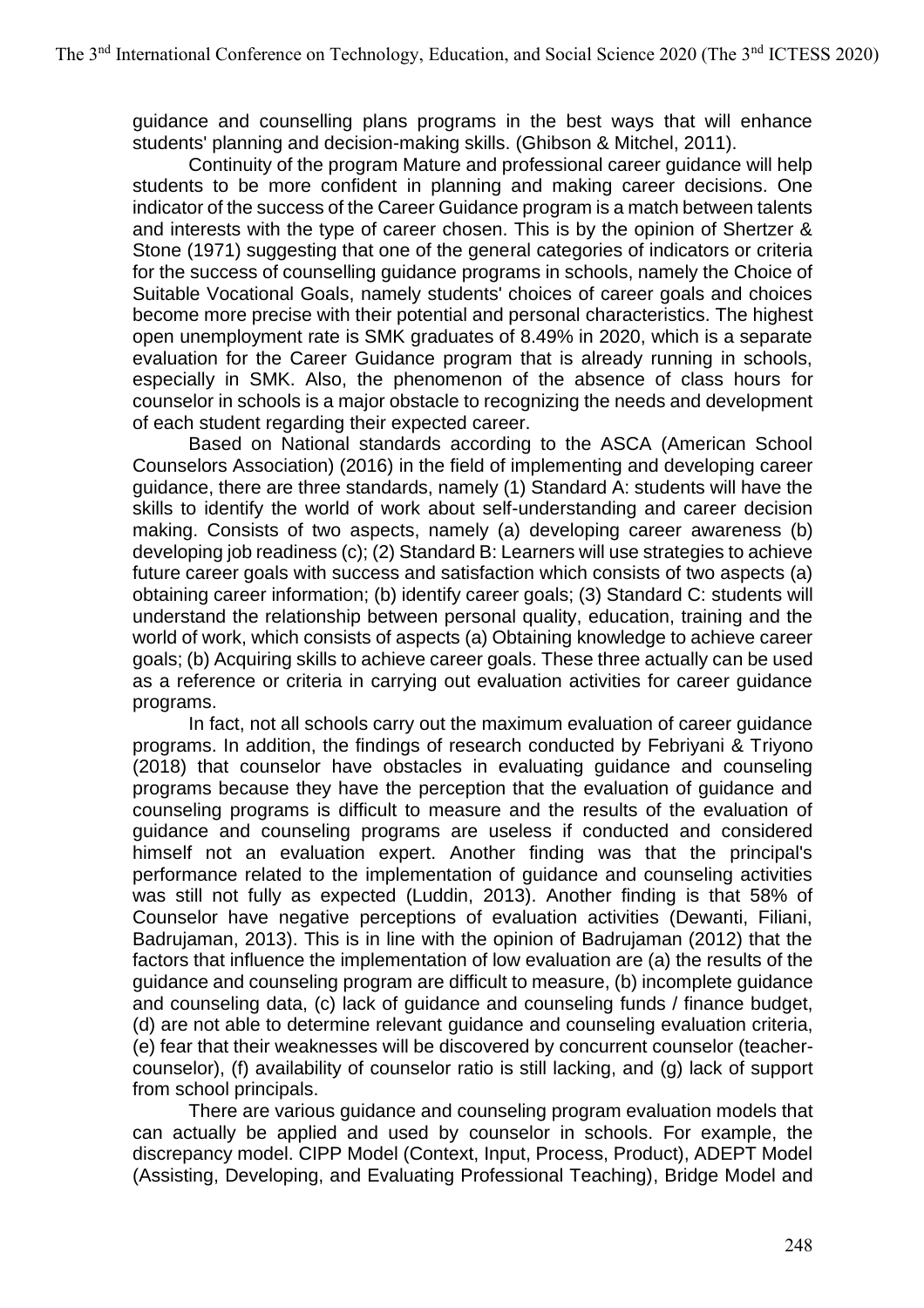guidance and counselling plans programs in the best ways that will enhance students' planning and decision-making skills. (Ghibson & Mitchel, 2011).

Continuity of the program Mature and professional career guidance will help students to be more confident in planning and making career decisions. One indicator of the success of the Career Guidance program is a match between talents and interests with the type of career chosen. This is by the opinion of Shertzer & Stone (1971) suggesting that one of the general categories of indicators or criteria for the success of counselling guidance programs in schools, namely the Choice of Suitable Vocational Goals, namely students' choices of career goals and choices become more precise with their potential and personal characteristics. The highest open unemployment rate is SMK graduates of 8.49% in 2020, which is a separate evaluation for the Career Guidance program that is already running in schools, especially in SMK. Also, the phenomenon of the absence of class hours for counselor in schools is a major obstacle to recognizing the needs and development of each student regarding their expected career.

Based on National standards according to the ASCA (American School Counselors Association) (2016) in the field of implementing and developing career guidance, there are three standards, namely (1) Standard A: students will have the skills to identify the world of work about self-understanding and career decision making. Consists of two aspects, namely (a) developing career awareness (b) developing job readiness (c); (2) Standard B: Learners will use strategies to achieve future career goals with success and satisfaction which consists of two aspects (a) obtaining career information; (b) identify career goals; (3) Standard C: students will understand the relationship between personal quality, education, training and the world of work, which consists of aspects (a) Obtaining knowledge to achieve career goals; (b) Acquiring skills to achieve career goals. These three actually can be used as a reference or criteria in carrying out evaluation activities for career guidance programs.

In fact, not all schools carry out the maximum evaluation of career guidance programs. In addition, the findings of research conducted by Febriyani & Triyono (2018) that counselor have obstacles in evaluating guidance and counseling programs because they have the perception that the evaluation of guidance and counseling programs is difficult to measure and the results of the evaluation of guidance and counseling programs are useless if conducted and considered himself not an evaluation expert. Another finding was that the principal's performance related to the implementation of guidance and counseling activities was still not fully as expected (Luddin, 2013). Another finding is that 58% of Counselor have negative perceptions of evaluation activities (Dewanti, Filiani, Badrujaman, 2013). This is in line with the opinion of Badrujaman (2012) that the factors that influence the implementation of low evaluation are (a) the results of the guidance and counseling program are difficult to measure, (b) incomplete guidance and counseling data, (c) lack of guidance and counseling funds / finance budget, (d) are not able to determine relevant guidance and counseling evaluation criteria, (e) fear that their weaknesses will be discovered by concurrent counselor (teacher-counselor), (f) availability of counselor ratio is still lacking, and (g) lack of support from school principals.

There are various guidance and counseling program evaluation models that can actually be applied and used by counselor in schools. For example, the discrepancy model. CIPP Model (Context, Input, Process, Product), ADEPT Model (Assisting, Developing, and Evaluating Professional Teaching), Bridge Model and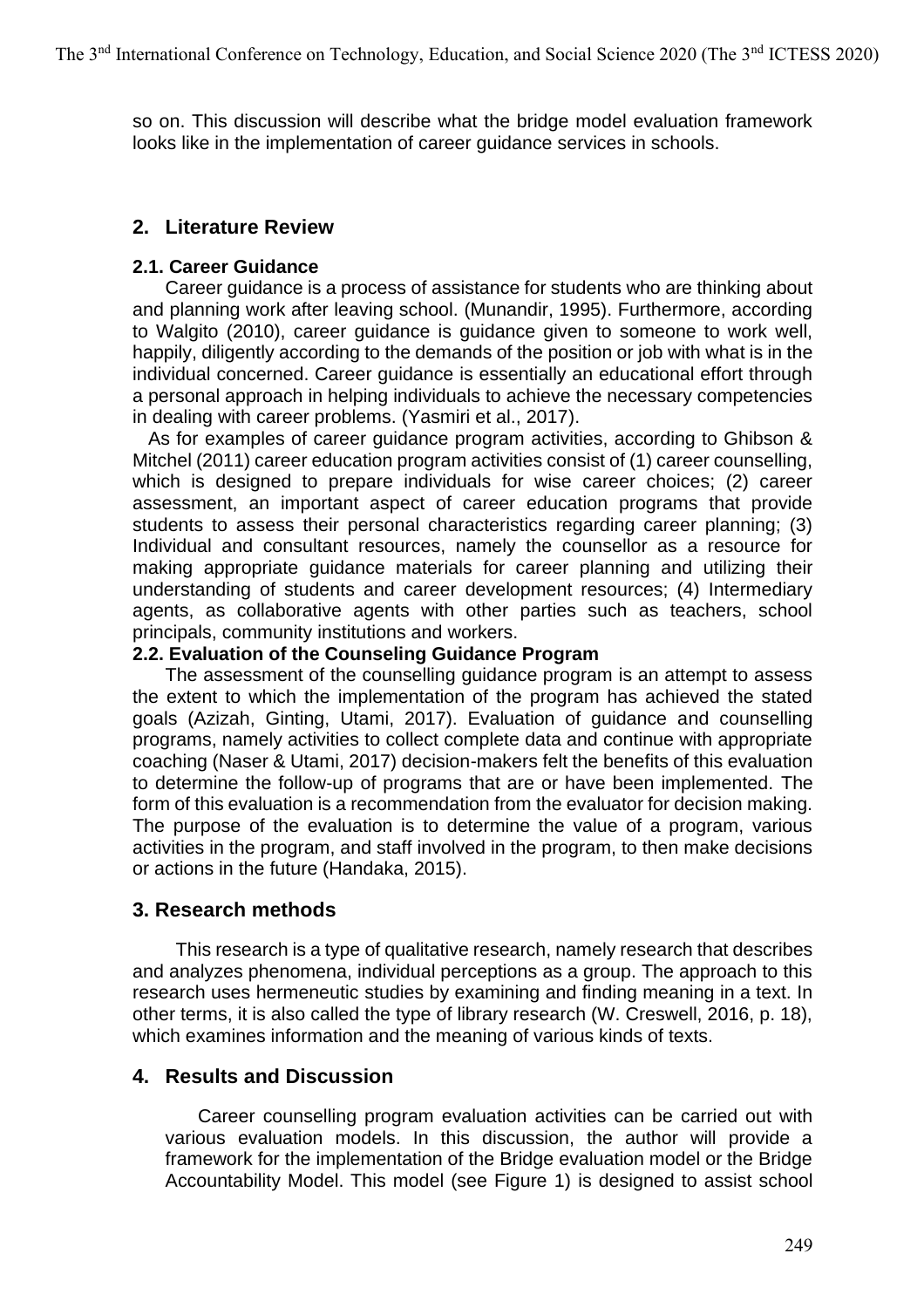so on. This discussion will describe what the bridge model evaluation framework looks like in the implementation of career guidance services in schools.

## 2. Literature Review

### 2.1. Career Guidance

Career guidance is a process of assistance for students who are thinking about and planning work after leaving school. (Munandir, 1995). Furthermore, according to Walgito (2010), career guidance is guidance given to someone to work well, happily, diligently according to the demands of the position or job with what is in the individual concerned. Career guidance is essentially an educational effort through a personal approach in helping individuals to achieve the necessary competencies in dealing with career problems. (Yasmiri et al., 2017).

As for examples of career guidance program activities, according to Ghibson & Mitchel (2011) career education program activities consist of (1) career counselling, which is designed to prepare individuals for wise career choices; (2) career assessment, an important aspect of career education programs that provide students to assess their personal characteristics regarding career planning; (3) Individual and consultant resources, namely the counsellor as a resource for making appropriate guidance materials for career planning and utilizing their understanding of students and career development resources; (4) Intermediary agents, as collaborative agents with other parties such as teachers, school principals, community institutions and workers.

### 2.2. Evaluation of the Counseling Guidance Program

The assessment of the counselling guidance program is an attempt to assess the extent to which the implementation of the program has achieved the stated goals (Azizah, Ginting, Utami, 2017). Evaluation of guidance and counselling programs, namely activities to collect complete data and continue with appropriate coaching (Naser & Utami, 2017) decision-makers felt the benefits of this evaluation to determine the follow-up of programs that are or have been implemented. The form of this evaluation is a recommendation from the evaluator for decision making. The purpose of the evaluation is to determine the value of a program, various activities in the program, and staff involved in the program, to then make decisions or actions in the future (Handaka, 2015).

## 3. Research methods

This research is a type of qualitative research, namely research that describes and analyzes phenomena, individual perceptions as a group. The approach to this research uses hermeneutic studies by examining and finding meaning in a text. In other terms, it is also called the type of library research (W. Creswell, 2016, p. 18), which examines information and the meaning of various kinds of texts.

## 4. Results and Discussion

Career counselling program evaluation activities can be carried out with various evaluation models. In this discussion, the author will provide a framework for the implementation of the Bridge evaluation model or the Bridge Accountability Model. This model (see Figure 1) is designed to assist school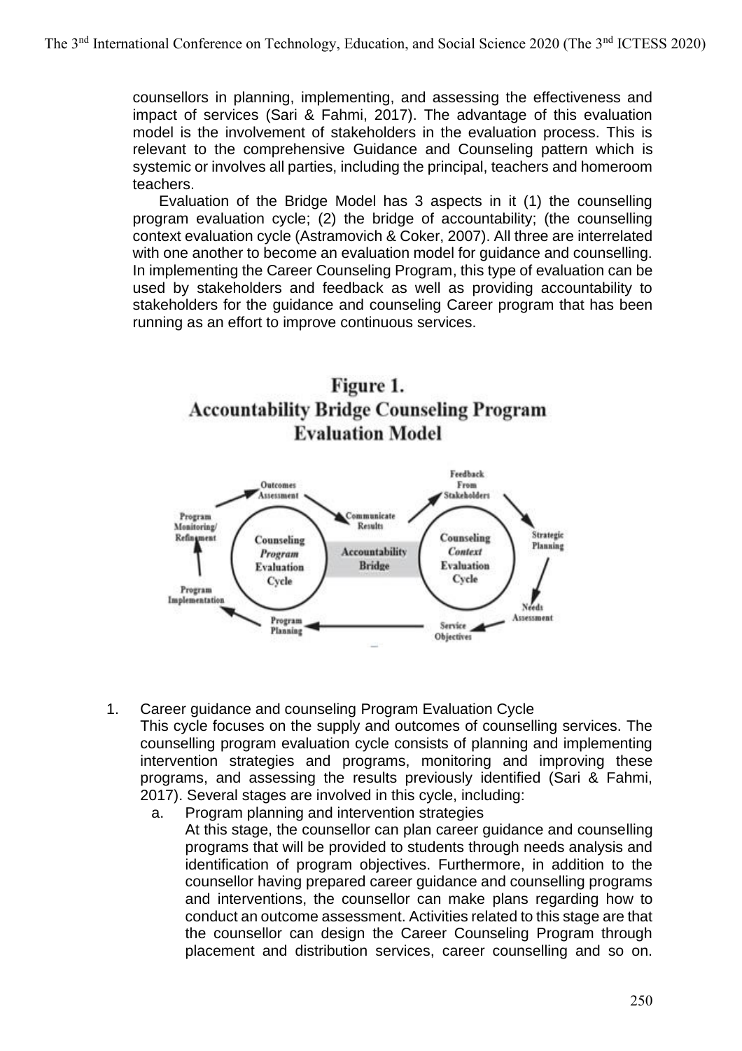counsellors in planning, implementing, and assessing the effectiveness and impact of services (Sari & Fahmi, 2017). The advantage of this evaluation model is the involvement of stakeholders in the evaluation process. This is relevant to the comprehensive Guidance and Counseling pattern which is systemic or involves all parties, including the principal, teachers and homeroom teachers.

Evaluation of the Bridge Model has 3 aspects in it (1) the counselling program evaluation cycle; (2) the bridge of accountability; (the counselling context evaluation cycle (Astramovich & Coker, 2007). All three are interrelated with one another to become an evaluation model for guidance and counselling. In implementing the Career Counseling Program, this type of evaluation can be used by stakeholders and feedback as well as providing accountability to stakeholders for the guidance and counseling Career program that has been running as an effort to improve continuous services.

**Figure 1.**
**Accountability Bridge Counseling Program Evaluation Model**

1. Career guidance and counseling Program Evaluation Cycle
   This cycle focuses on the supply and outcomes of counselling services. The counselling program evaluation cycle consists of planning and implementing intervention strategies and programs, monitoring and improving these programs, and assessing the results previously identified (Sari & Fahmi, 2017). Several stages are involved in this cycle, including:
   a. Program planning and intervention strategies
      At this stage, the counsellor can plan career guidance and counselling programs that will be provided to students through needs analysis and identification of program objectives. Furthermore, in addition to the counsellor having prepared career guidance and counselling programs and interventions, the counsellor can make plans regarding how to conduct an outcome assessment. Activities related to this stage are that the counsellor can design the Career Counseling Program through placement and distribution services, career counselling and so on.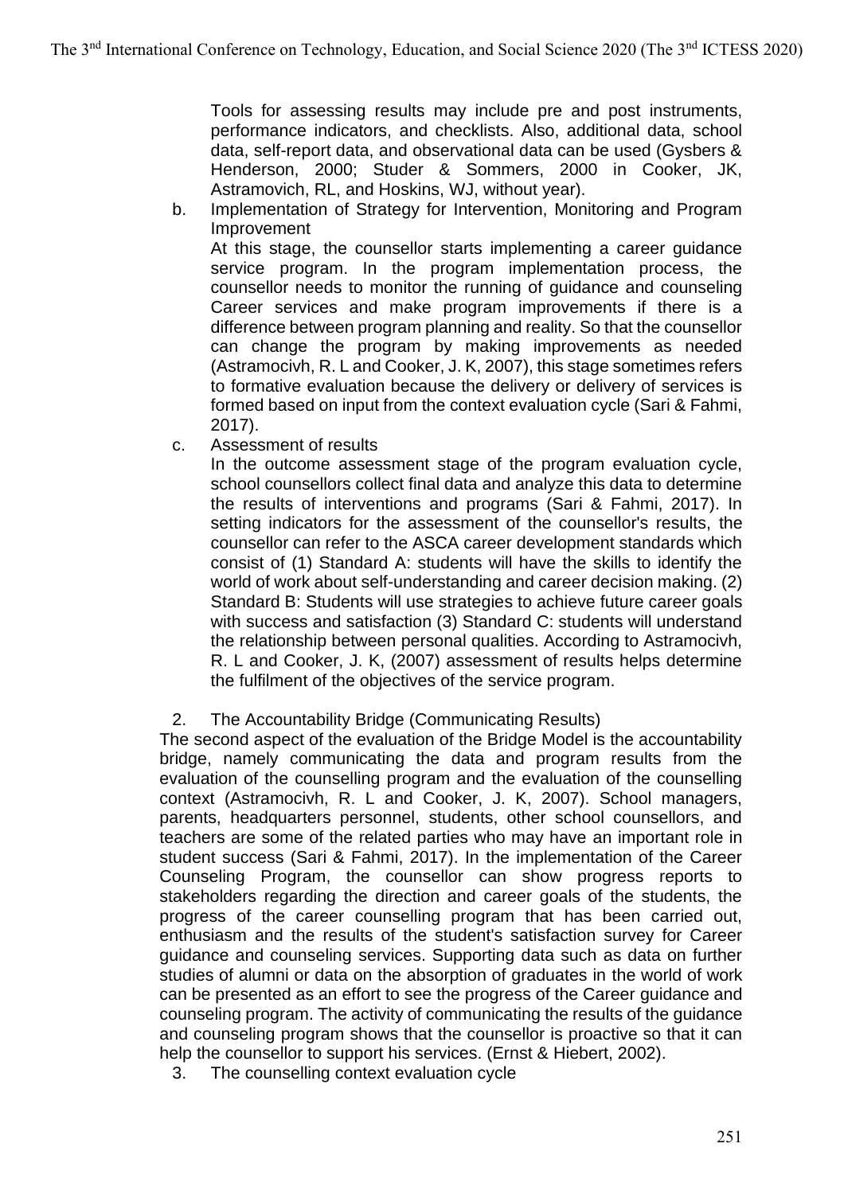Tools for assessing results may include pre and post instruments, performance indicators, and checklists. Also, additional data, school data, self-report data, and observational data can be used (Gysbers & Henderson, 2000; Studer & Sommers, 2000 in Cooker, JK, Astramovich, RL, and Hoskins, WJ, without year).

b. Implementation of Strategy for Intervention, Monitoring and Program Improvement

   At this stage, the counsellor starts implementing a career guidance service program. In the program implementation process, the counsellor needs to monitor the running of guidance and counseling Career services and make program improvements if there is a difference between program planning and reality. So that the counsellor can change the program by making improvements as needed (Astramocivh, R. L and Cooker, J. K, 2007), this stage sometimes refers to formative evaluation because the delivery or delivery of services is formed based on input from the context evaluation cycle (Sari & Fahmi, 2017).

c. Assessment of results

   In the outcome assessment stage of the program evaluation cycle, school counsellors collect final data and analyze this data to determine the results of interventions and programs (Sari & Fahmi, 2017). In setting indicators for the assessment of the counsellor's results, the counsellor can refer to the ASCA career development standards which consist of (1) Standard A: students will have the skills to identify the world of work about self-understanding and career decision making. (2) Standard B: Students will use strategies to achieve future career goals with success and satisfaction (3) Standard C: students will understand the relationship between personal qualities. According to Astramocivh, R. L and Cooker, J. K, (2007) assessment of results helps determine the fulfilment of the objectives of the service program.

2. The Accountability Bridge (Communicating Results)

The second aspect of the evaluation of the Bridge Model is the accountability bridge, namely communicating the data and program results from the evaluation of the counselling program and the evaluation of the counselling context (Astramocivh, R. L and Cooker, J. K, 2007). School managers, parents, headquarters personnel, students, other school counsellors, and teachers are some of the related parties who may have an important role in student success (Sari & Fahmi, 2017). In the implementation of the Career Counseling Program, the counsellor can show progress reports to stakeholders regarding the direction and career goals of the students, the progress of the career counselling program that has been carried out, enthusiasm and the results of the student's satisfaction survey for Career guidance and counseling services. Supporting data such as data on further studies of alumni or data on the absorption of graduates in the world of work can be presented as an effort to see the progress of the Career guidance and counseling program. The activity of communicating the results of the guidance and counseling program shows that the counsellor is proactive so that it can help the counsellor to support his services. (Ernst & Hiebert, 2002).

3. The counselling context evaluation cycle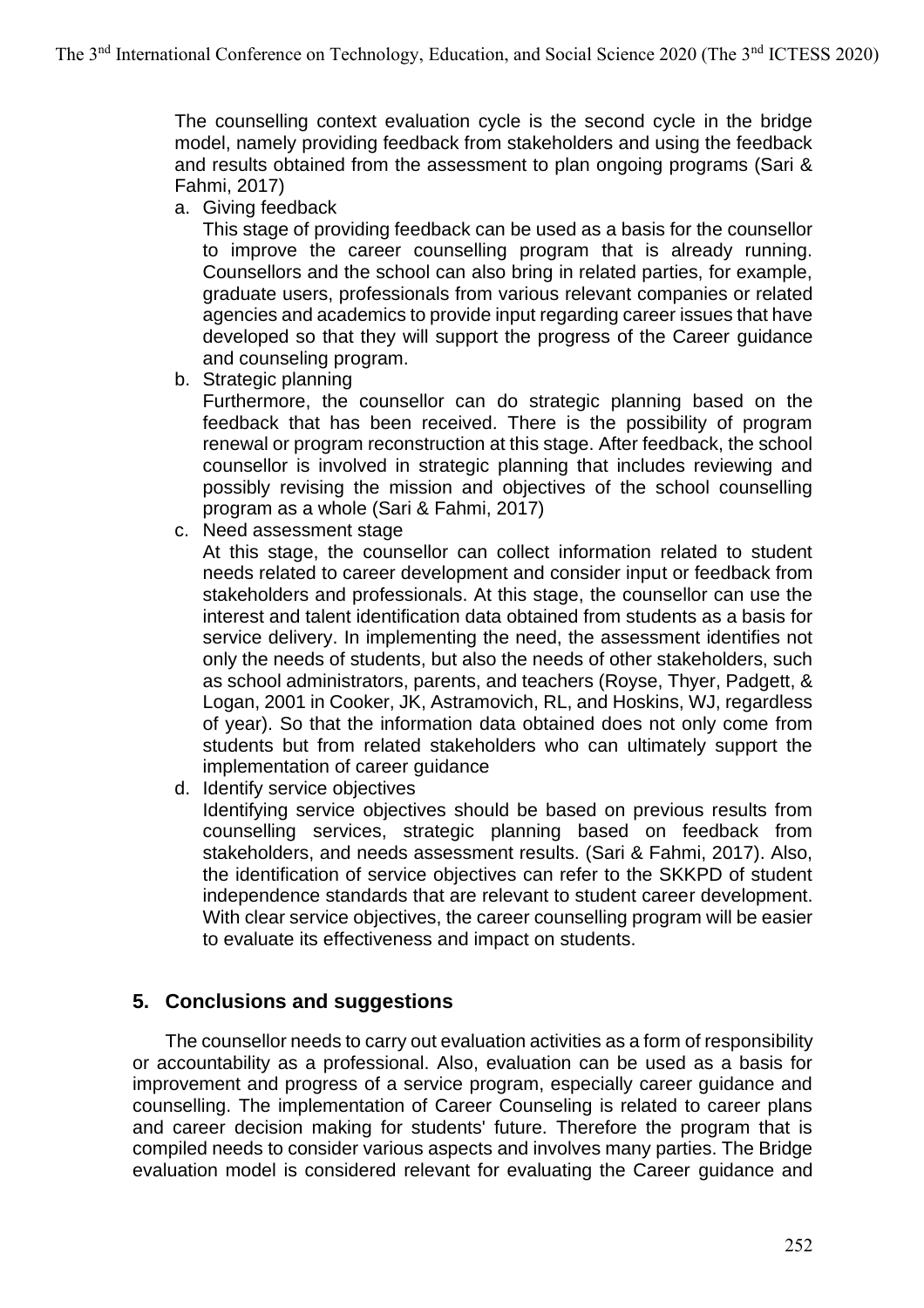The counselling context evaluation cycle is the second cycle in the bridge model, namely providing feedback from stakeholders and using the feedback and results obtained from the assessment to plan ongoing programs (Sari & Fahmi, 2017)

a. Giving feedback

   This stage of providing feedback can be used as a basis for the counsellor to improve the career counselling program that is already running. Counsellors and the school can also bring in related parties, for example, graduate users, professionals from various relevant companies or related agencies and academics to provide input regarding career issues that have developed so that they will support the progress of the Career guidance and counseling program.

b. Strategic planning

   Furthermore, the counsellor can do strategic planning based on the feedback that has been received. There is the possibility of program renewal or program reconstruction at this stage. After feedback, the school counsellor is involved in strategic planning that includes reviewing and possibly revising the mission and objectives of the school counselling program as a whole (Sari & Fahmi, 2017)

c. Need assessment stage

   At this stage, the counsellor can collect information related to student needs related to career development and consider input or feedback from stakeholders and professionals. At this stage, the counsellor can use the interest and talent identification data obtained from students as a basis for service delivery. In implementing the need, the assessment identifies not only the needs of students, but also the needs of other stakeholders, such as school administrators, parents, and teachers (Royse, Thyer, Padgett, & Logan, 2001 in Cooker, JK, Astramovich, RL, and Hoskins, WJ, regardless of year). So that the information data obtained does not only come from students but from related stakeholders who can ultimately support the implementation of career guidance

d. Identify service objectives

   Identifying service objectives should be based on previous results from counselling services, strategic planning based on feedback from stakeholders, and needs assessment results. (Sari & Fahmi, 2017). Also, the identification of service objectives can refer to the SKKPD of student independence standards that are relevant to student career development. With clear service objectives, the career counselling program will be easier to evaluate its effectiveness and impact on students.

## 5. Conclusions and suggestions

The counsellor needs to carry out evaluation activities as a form of responsibility or accountability as a professional. Also, evaluation can be used as a basis for improvement and progress of a service program, especially career guidance and counselling. The implementation of Career Counseling is related to career plans and career decision making for students' future. Therefore the program that is compiled needs to consider various aspects and involves many parties. The Bridge evaluation model is considered relevant for evaluating the Career guidance and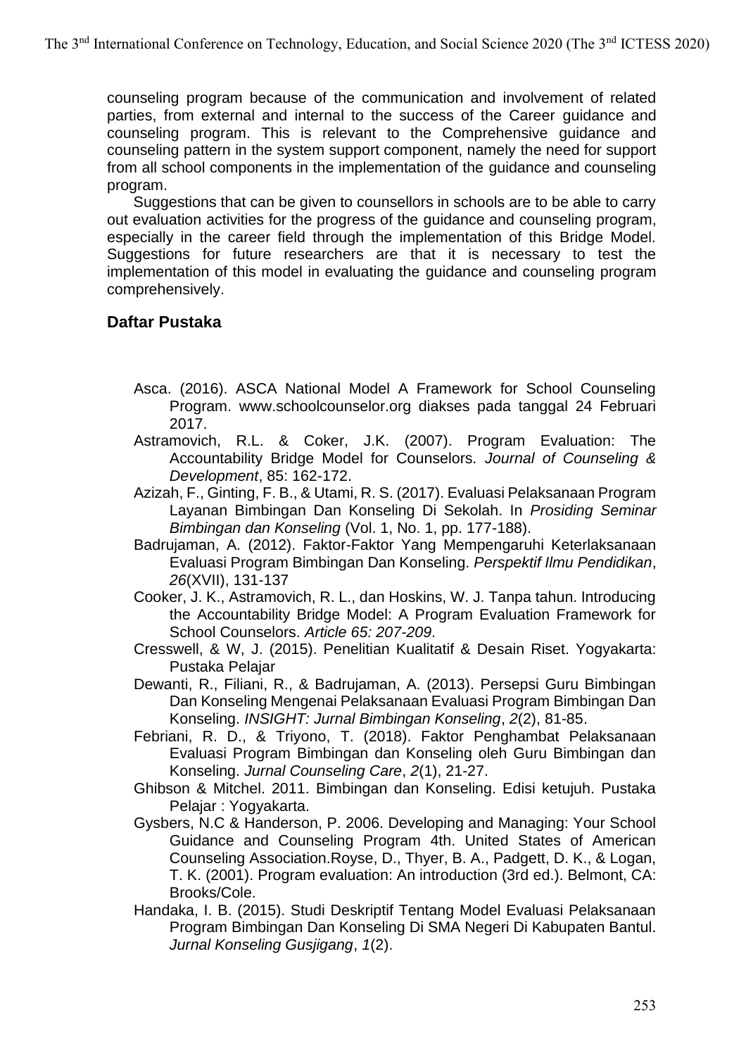counseling program because of the communication and involvement of related parties, from external and internal to the success of the Career guidance and counseling program. This is relevant to the Comprehensive guidance and counseling pattern in the system support component, namely the need for support from all school components in the implementation of the guidance and counseling program.

Suggestions that can be given to counsellors in schools are to be able to carry out evaluation activities for the progress of the guidance and counseling program, especially in the career field through the implementation of this Bridge Model. Suggestions for future researchers are that it is necessary to test the implementation of this model in evaluating the guidance and counseling program comprehensively.

## Daftar Pustaka

Asca. (2016). ASCA National Model A Framework for School Counseling Program. www.schoolcounselor.org diakses pada tanggal 24 Februari 2017.

Astramovich, R.L. & Coker, J.K. (2007). Program Evaluation: The Accountability Bridge Model for Counselors. *Journal of Counseling & Development*, 85: 162-172.

Azizah, F., Ginting, F. B., & Utami, R. S. (2017). Evaluasi Pelaksanaan Program Layanan Bimbingan Dan Konseling Di Sekolah. In *Prosiding Seminar Bimbingan dan Konseling* (Vol. 1, No. 1, pp. 177-188).

Badrujaman, A. (2012). Faktor-Faktor Yang Mempengaruhi Keterlaksanaan Evaluasi Program Bimbingan Dan Konseling. *Perspektif Ilmu Pendidikan*, *26*(XVII), 131-137

Cooker, J. K., Astramovich, R. L., dan Hoskins, W. J. Tanpa tahun. Introducing the Accountability Bridge Model: A Program Evaluation Framework for School Counselors. *Article 65: 207-209*.

Cresswell, & W, J. (2015). Penelitian Kualitatif & Desain Riset. Yogyakarta: Pustaka Pelajar

Dewanti, R., Filiani, R., & Badrujaman, A. (2013). Persepsi Guru Bimbingan Dan Konseling Mengenai Pelaksanaan Evaluasi Program Bimbingan Dan Konseling. *INSIGHT: Jurnal Bimbingan Konseling*, *2*(2), 81-85.

Febriani, R. D., & Triyono, T. (2018). Faktor Penghambat Pelaksanaan Evaluasi Program Bimbingan dan Konseling oleh Guru Bimbingan dan Konseling. *Jurnal Counseling Care*, *2*(1), 21-27.

Ghibson & Mitchel. 2011. Bimbingan dan Konseling. Edisi ketujuh. Pustaka Pelajar : Yogyakarta.

Gysbers, N.C & Handerson, P. 2006. Developing and Managing: Your School Guidance and Counseling Program 4th. United States of American Counseling Association.Royse, D., Thyer, B. A., Padgett, D. K., & Logan, T. K. (2001). Program evaluation: An introduction (3rd ed.). Belmont, CA: Brooks/Cole.

Handaka, I. B. (2015). Studi Deskriptif Tentang Model Evaluasi Pelaksanaan Program Bimbingan Dan Konseling Di SMA Negeri Di Kabupaten Bantul. *Jurnal Konseling Gusjigang*, *1*(2).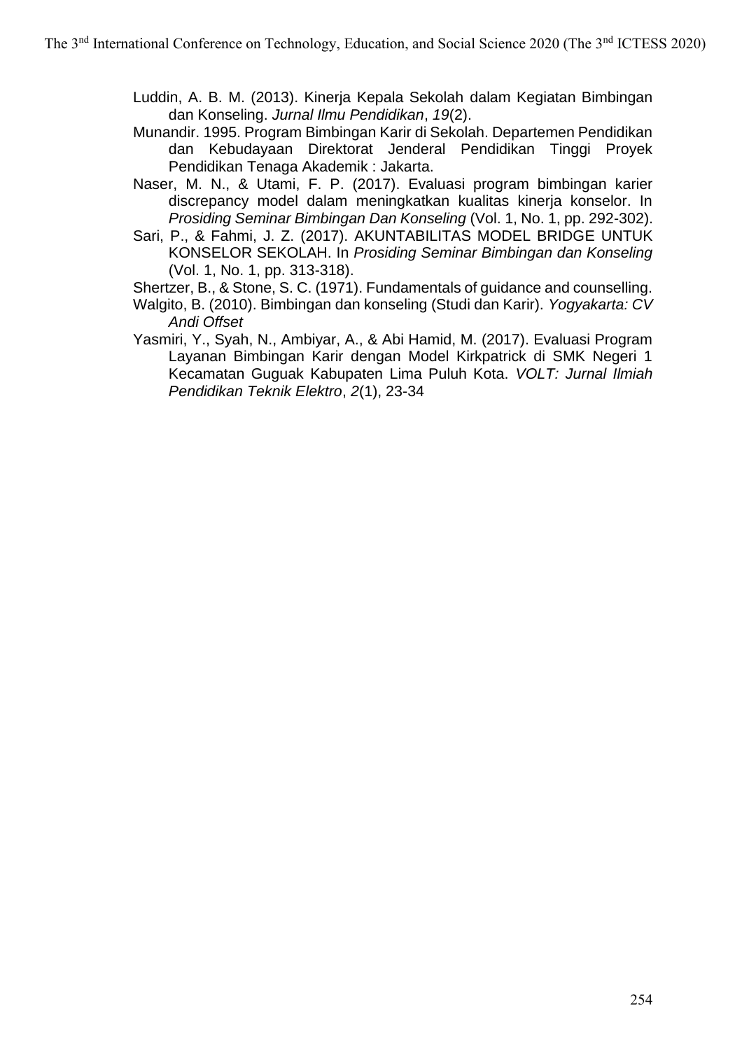Luddin, A. B. M. (2013). Kinerja Kepala Sekolah dalam Kegiatan Bimbingan dan Konseling. *Jurnal Ilmu Pendidikan*, *19*(2).

Munandir. 1995. Program Bimbingan Karir di Sekolah. Departemen Pendidikan dan Kebudayaan Direktorat Jenderal Pendidikan Tinggi Proyek Pendidikan Tenaga Akademik : Jakarta.

Naser, M. N., & Utami, F. P. (2017). Evaluasi program bimbingan karier discrepancy model dalam meningkatkan kualitas kinerja konselor. In *Prosiding Seminar Bimbingan Dan Konseling* (Vol. 1, No. 1, pp. 292-302).

Sari, P., & Fahmi, J. Z. (2017). AKUNTABILITAS MODEL BRIDGE UNTUK KONSELOR SEKOLAH. In *Prosiding Seminar Bimbingan dan Konseling* (Vol. 1, No. 1, pp. 313-318).

Shertzer, B., & Stone, S. C. (1971). Fundamentals of guidance and counselling.

Walgito, B. (2010). Bimbingan dan konseling (Studi dan Karir). *Yogyakarta: CV Andi Offset*

Yasmiri, Y., Syah, N., Ambiyar, A., & Abi Hamid, M. (2017). Evaluasi Program Layanan Bimbingan Karir dengan Model Kirkpatrick di SMK Negeri 1 Kecamatan Guguak Kabupaten Lima Puluh Kota. *VOLT: Jurnal Ilmiah Pendidikan Teknik Elektro*, *2*(1), 23-34